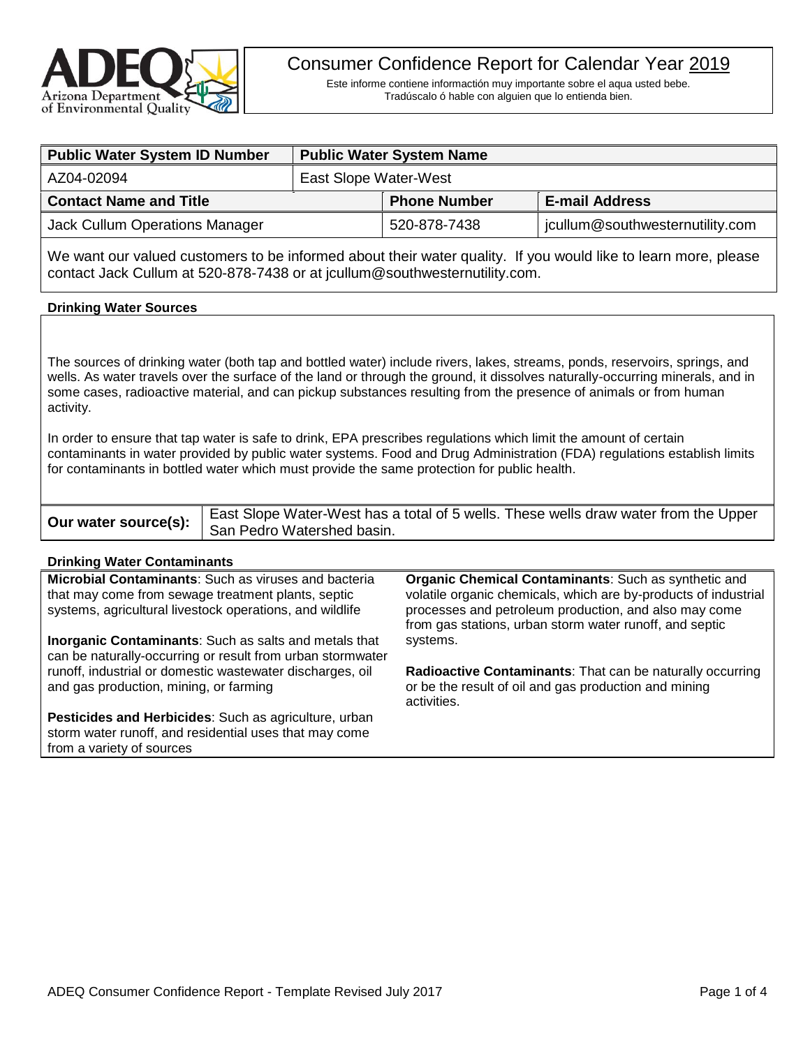# Consumer Confidence Report for Calendar Year 2019

Este informe contiene informactión muy importante sobre el aqua usted bebe.
Tradúscalo ó hable con alguien que lo entienda bien.

| Public Water System ID Number | Public Water System Name | | |
|---|---|---|---|
| AZ04-02094 | East Slope Water-West | | |
| **Contact Name and Title** | | **Phone Number** | **E-mail Address** |
| Jack Cullum Operations Manager | | 520-878-7438 | jcullum@southwesternutility.com |

We want our valued customers to be informed about their water quality. If you would like to learn more, please contact Jack Cullum at 520-878-7438 or at jcullum@southwesternutility.com.

## Drinking Water Sources

The sources of drinking water (both tap and bottled water) include rivers, lakes, streams, ponds, reservoirs, springs, and wells. As water travels over the surface of the land or through the ground, it dissolves naturally-occurring minerals, and in some cases, radioactive material, and can pickup substances resulting from the presence of animals or from human activity.

In order to ensure that tap water is safe to drink, EPA prescribes regulations which limit the amount of certain contaminants in water provided by public water systems. Food and Drug Administration (FDA) regulations establish limits for contaminants in bottled water which must provide the same protection for public health.

| **Our water source(s):** | East Slope Water-West has a total of 5 wells. These wells draw water from the Upper San Pedro Watershed basin. |
|---|---|

## Drinking Water Contaminants

**Microbial Contaminants**: Such as viruses and bacteria that may come from sewage treatment plants, septic systems, agricultural livestock operations, and wildlife

**Inorganic Contaminants**: Such as salts and metals that can be naturally-occurring or result from urban stormwater runoff, industrial or domestic wastewater discharges, oil and gas production, mining, or farming

**Pesticides and Herbicides**: Such as agriculture, urban storm water runoff, and residential uses that may come from a variety of sources

**Organic Chemical Contaminants**: Such as synthetic and volatile organic chemicals, which are by-products of industrial processes and petroleum production, and also may come from gas stations, urban storm water runoff, and septic systems.

**Radioactive Contaminants**: That can be naturally occurring or be the result of oil and gas production and mining activities.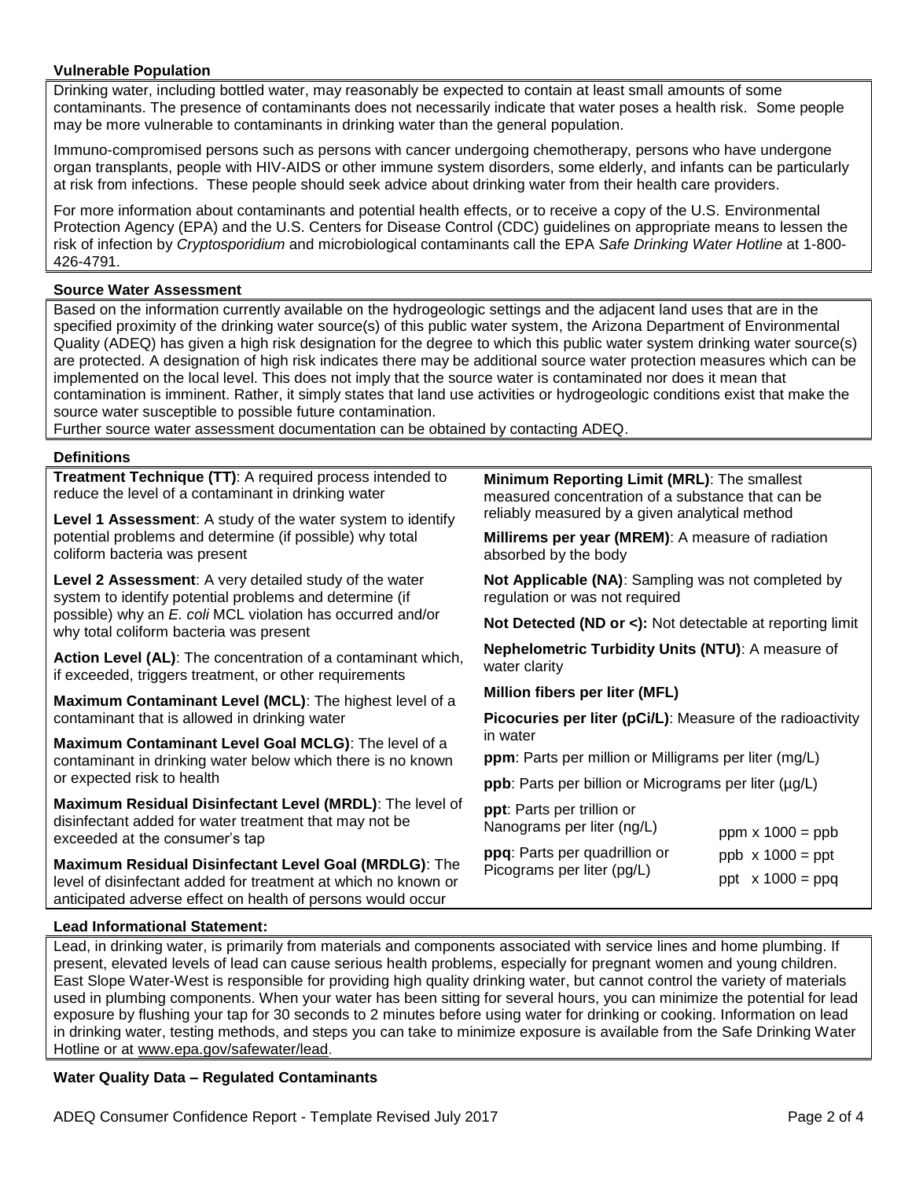### Vulnerable Population

Drinking water, including bottled water, may reasonably be expected to contain at least small amounts of some contaminants. The presence of contaminants does not necessarily indicate that water poses a health risk. Some people may be more vulnerable to contaminants in drinking water than the general population.

Immuno-compromised persons such as persons with cancer undergoing chemotherapy, persons who have undergone organ transplants, people with HIV-AIDS or other immune system disorders, some elderly, and infants can be particularly at risk from infections. These people should seek advice about drinking water from their health care providers.

For more information about contaminants and potential health effects, or to receive a copy of the U.S. Environmental Protection Agency (EPA) and the U.S. Centers for Disease Control (CDC) guidelines on appropriate means to lessen the risk of infection by *Cryptosporidium* and microbiological contaminants call the EPA *Safe Drinking Water Hotline* at 1-800-426-4791.

### Source Water Assessment

Based on the information currently available on the hydrogeologic settings and the adjacent land uses that are in the specified proximity of the drinking water source(s) of this public water system, the Arizona Department of Environmental Quality (ADEQ) has given a high risk designation for the degree to which this public water system drinking water source(s) are protected. A designation of high risk indicates there may be additional source water protection measures which can be implemented on the local level. This does not imply that the source water is contaminated nor does it mean that contamination is imminent. Rather, it simply states that land use activities or hydrogeologic conditions exist that make the source water susceptible to possible future contamination.

Further source water assessment documentation can be obtained by contacting ADEQ.

### Definitions

**Treatment Technique (TT)**: A required process intended to reduce the level of a contaminant in drinking water

**Level 1 Assessment**: A study of the water system to identify potential problems and determine (if possible) why total coliform bacteria was present

**Level 2 Assessment**: A very detailed study of the water system to identify potential problems and determine (if possible) why an *E. coli* MCL violation has occurred and/or why total coliform bacteria was present

**Action Level (AL)**: The concentration of a contaminant which, if exceeded, triggers treatment, or other requirements

**Maximum Contaminant Level (MCL)**: The highest level of a contaminant that is allowed in drinking water

**Maximum Contaminant Level Goal MCLG)**: The level of a contaminant in drinking water below which there is no known or expected risk to health

**Maximum Residual Disinfectant Level (MRDL)**: The level of disinfectant added for water treatment that may not be exceeded at the consumer's tap

**Maximum Residual Disinfectant Level Goal (MRDLG)**: The level of disinfectant added for treatment at which no known or anticipated adverse effect on health of persons would occur

**Minimum Reporting Limit (MRL)**: The smallest measured concentration of a substance that can be reliably measured by a given analytical method

**Millirems per year (MREM)**: A measure of radiation absorbed by the body

**Not Applicable (NA)**: Sampling was not completed by regulation or was not required

**Not Detected (ND or <):** Not detectable at reporting limit

**Nephelometric Turbidity Units (NTU)**: A measure of water clarity

**Million fibers per liter (MFL)**

**Picocuries per liter (pCi/L)**: Measure of the radioactivity in water

**ppm**: Parts per million or Milligrams per liter (mg/L)

**ppb**: Parts per billion or Micrograms per liter (µg/L)

**ppt**: Parts per trillion or Nanograms per liter (ng/L)

**ppq**: Parts per quadrillion or Picograms per liter (pg/L)

ppm x 1000 = ppb

ppb x 1000 = ppt

ppt x 1000 = ppq

### Lead Informational Statement:

Lead, in drinking water, is primarily from materials and components associated with service lines and home plumbing. If present, elevated levels of lead can cause serious health problems, especially for pregnant women and young children. East Slope Water-West is responsible for providing high quality drinking water, but cannot control the variety of materials used in plumbing components. When your water has been sitting for several hours, you can minimize the potential for lead exposure by flushing your tap for 30 seconds to 2 minutes before using water for drinking or cooking. Information on lead in drinking water, testing methods, and steps you can take to minimize exposure is available from the Safe Drinking Water Hotline or at www.epa.gov/safewater/lead.

### Water Quality Data – Regulated Contaminants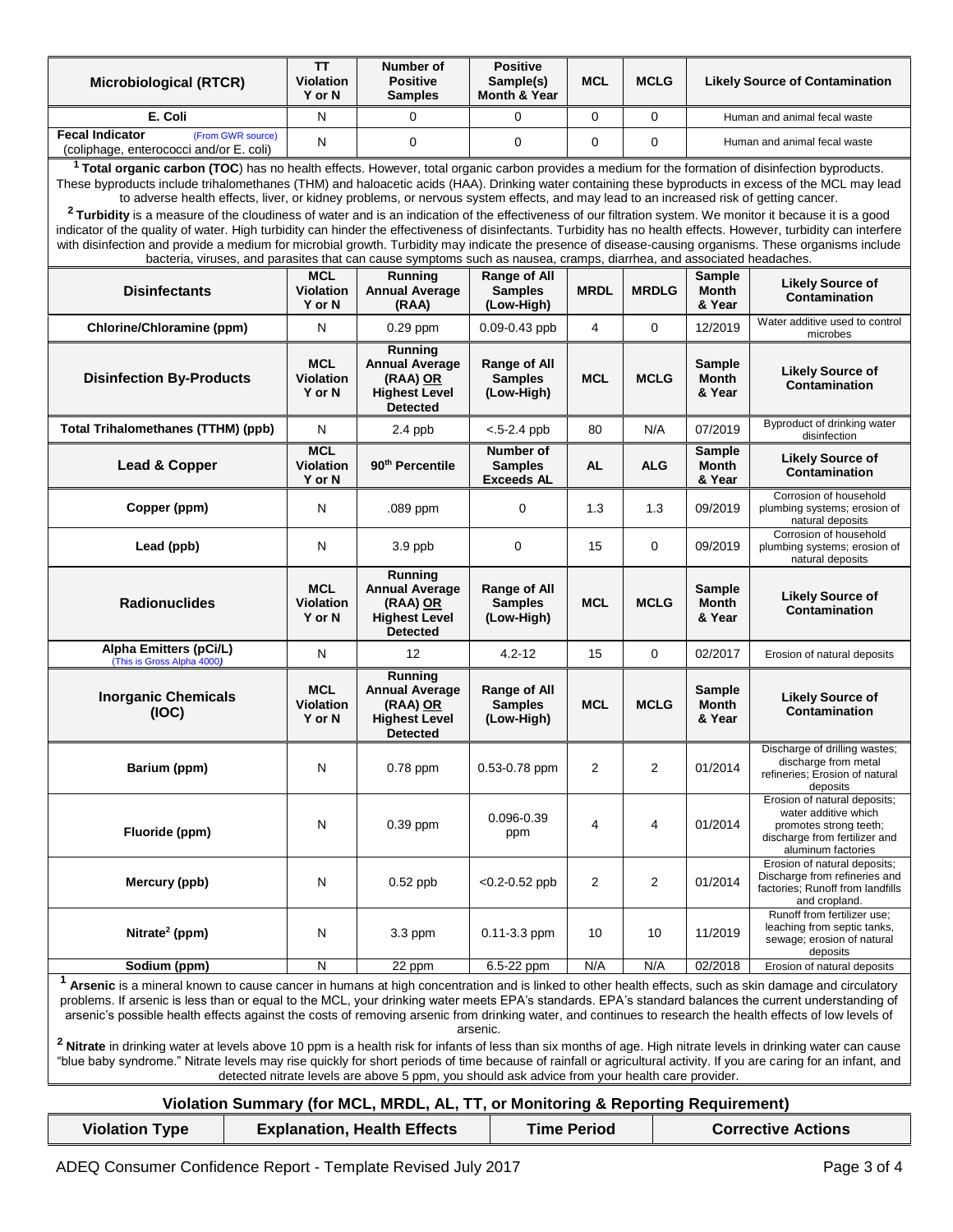| Microbiological (RTCR) | TT Violation Y or N | Number of Positive Samples | Positive Sample(s) Month & Year | MCL | MCLG | Likely Source of Contamination |
|---|---|---|---|---|---|---|
| E. Coli | N | 0 | 0 | 0 | 0 | Human and animal fecal waste |
| Fecal Indicator (From GWR source) (coliphage, enterococci and/or E. coli) | N | 0 | 0 | 0 | 0 | Human and animal fecal waste |

[1] **Total organic carbon (TOC)** has no health effects. However, total organic carbon provides a medium for the formation of disinfection byproducts. These byproducts include trihalomethanes (THM) and haloacetic acids (HAA). Drinking water containing these byproducts in excess of the MCL may lead to adverse health effects, liver, or kidney problems, or nervous system effects, and may lead to an increased risk of getting cancer.

[2] **Turbidity** is a measure of the cloudiness of water and is an indication of the effectiveness of our filtration system. We monitor it because it is a good indicator of the quality of water. High turbidity can hinder the effectiveness of disinfectants. Turbidity has no health effects. However, turbidity can interfere with disinfection and provide a medium for microbial growth. Turbidity may indicate the presence of disease-causing organisms. These organisms include bacteria, viruses, and parasites that can cause symptoms such as nausea, cramps, diarrhea, and associated headaches.

| Disinfectants | MCL Violation Y or N | Running Annual Average (RAA) | Range of All Samples (Low-High) | MRDL | MRDLG | Sample Month & Year | Likely Source of Contamination |
|---|---|---|---|---|---|---|---|
| Chlorine/Chloramine (ppm) | N | 0.29 ppm | 0.09-0.43 ppb | 4 | 0 | 12/2019 | Water additive used to control microbes |

| Disinfection By-Products | MCL Violation Y or N | Running Annual Average (RAA) OR Highest Level Detected | Range of All Samples (Low-High) | MCL | MCLG | Sample Month & Year | Likely Source of Contamination |
|---|---|---|---|---|---|---|---|
| Total Trihalomethanes (TTHM) (ppb) | N | 2.4 ppb | <.5-2.4 ppb | 80 | N/A | 07/2019 | Byproduct of drinking water disinfection |

| Lead & Copper | MCL Violation Y or N | 90th Percentile | Number of Samples Exceeds AL | AL | ALG | Sample Month & Year | Likely Source of Contamination |
|---|---|---|---|---|---|---|---|
| Copper (ppm) | N | .089 ppm | 0 | 1.3 | 1.3 | 09/2019 | Corrosion of household plumbing systems; erosion of natural deposits |
| Lead (ppb) | N | 3.9 ppb | 0 | 15 | 0 | 09/2019 | Corrosion of household plumbing systems; erosion of natural deposits |

| Radionuclides | MCL Violation Y or N | Running Annual Average (RAA) OR Highest Level Detected | Range of All Samples (Low-High) | MCL | MCLG | Sample Month & Year | Likely Source of Contamination |
|---|---|---|---|---|---|---|---|
| Alpha Emitters (pCi/L) (This is Gross Alpha 4000) | N | 12 | 4.2-12 | 15 | 0 | 02/2017 | Erosion of natural deposits |

| Inorganic Chemicals (IOC) | MCL Violation Y or N | Running Annual Average (RAA) OR Highest Level Detected | Range of All Samples (Low-High) | MCL | MCLG | Sample Month & Year | Likely Source of Contamination |
|---|---|---|---|---|---|---|---|
| Barium (ppm) | N | 0.78 ppm | 0.53-0.78 ppm | 2 | 2 | 01/2014 | Discharge of drilling wastes; discharge from metal refineries; Erosion of natural deposits |
| Fluoride (ppm) | N | 0.39 ppm | 0.096-0.39 ppm | 4 | 4 | 01/2014 | Erosion of natural deposits; water additive which promotes strong teeth; discharge from fertilizer and aluminum factories |
| Mercury (ppb) | N | 0.52 ppb | <0.2-0.52 ppb | 2 | 2 | 01/2014 | Erosion of natural deposits; Discharge from refineries and factories; Runoff from landfills and cropland. |
| Nitrate[2] (ppm) | N | 3.3 ppm | 0.11-3.3 ppm | 10 | 10 | 11/2019 | Runoff from fertilizer use; leaching from septic tanks, sewage; erosion of natural deposits |
| Sodium (ppm) | N | 22 ppm | 6.5-22 ppm | N/A | N/A | 02/2018 | Erosion of natural deposits |

[1] **Arsenic** is a mineral known to cause cancer in humans at high concentration and is linked to other health effects, such as skin damage and circulatory problems. If arsenic is less than or equal to the MCL, your drinking water meets EPA's standards. EPA's standard balances the current understanding of arsenic's possible health effects against the costs of removing arsenic from drinking water, and continues to research the health effects of low levels of arsenic.

[2] **Nitrate** in drinking water at levels above 10 ppm is a health risk for infants of less than six months of age. High nitrate levels in drinking water can cause "blue baby syndrome." Nitrate levels may rise quickly for short periods of time because of rainfall or agricultural activity. If you are caring for an infant, and detected nitrate levels are above 5 ppm, you should ask advice from your health care provider.

## Violation Summary (for MCL, MRDL, AL, TT, or Monitoring & Reporting Requirement)

| Violation Type | Explanation, Health Effects | Time Period | Corrective Actions |
|---|---|---|---|

ADEQ Consumer Confidence Report - Template Revised July 2017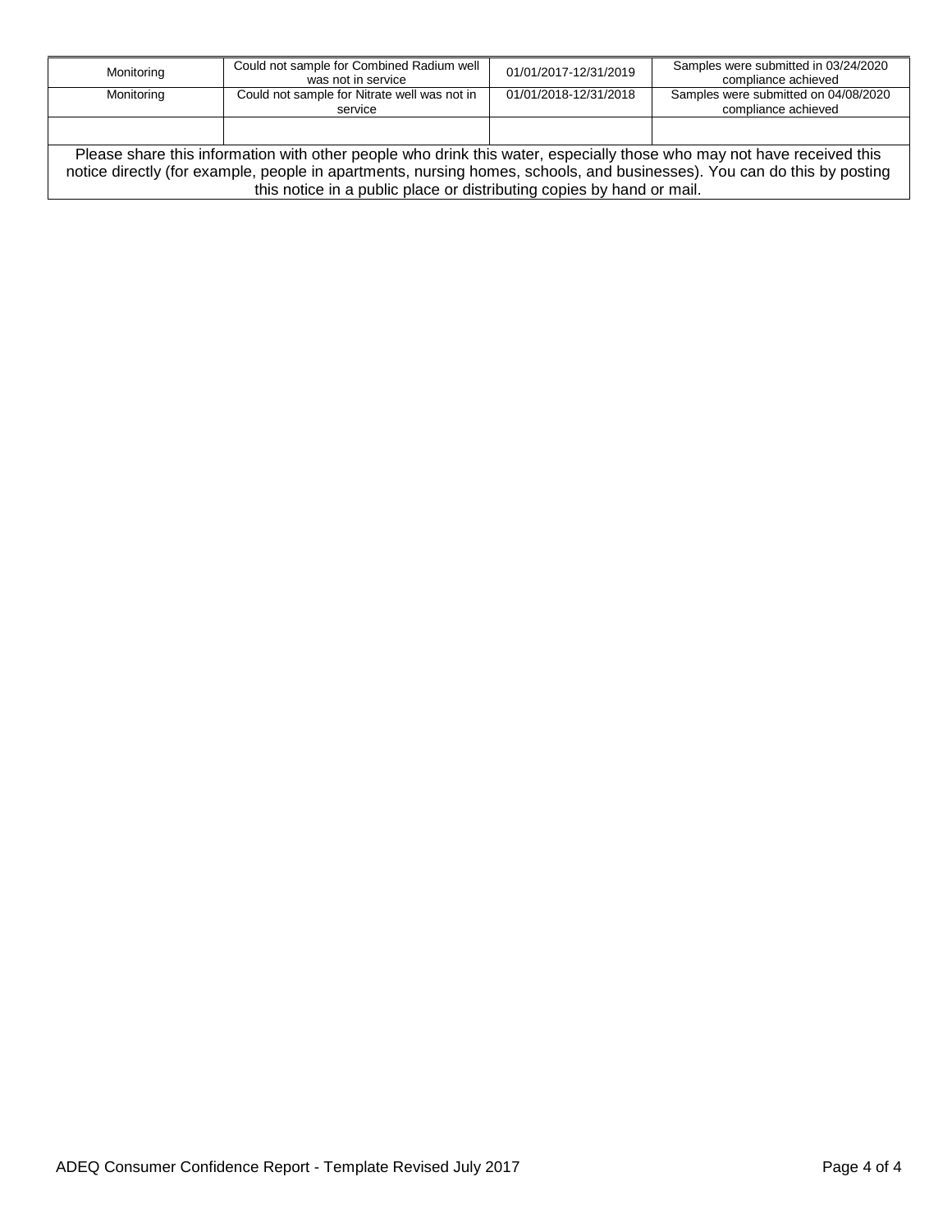| | | | |
|---|---|---|---|
| Monitoring | Could not sample for Combined Radium well was not in service | 01/01/2017-12/31/2019 | Samples were submitted in 03/24/2020 compliance achieved |
| Monitoring | Could not sample for Nitrate well was not in service | 01/01/2018-12/31/2018 | Samples were submitted on 04/08/2020 compliance achieved |
| | | | |

Please share this information with other people who drink this water, especially those who may not have received this notice directly (for example, people in apartments, nursing homes, schools, and businesses). You can do this by posting this notice in a public place or distributing copies by hand or mail.

ADEQ Consumer Confidence Report - Template Revised July 2017